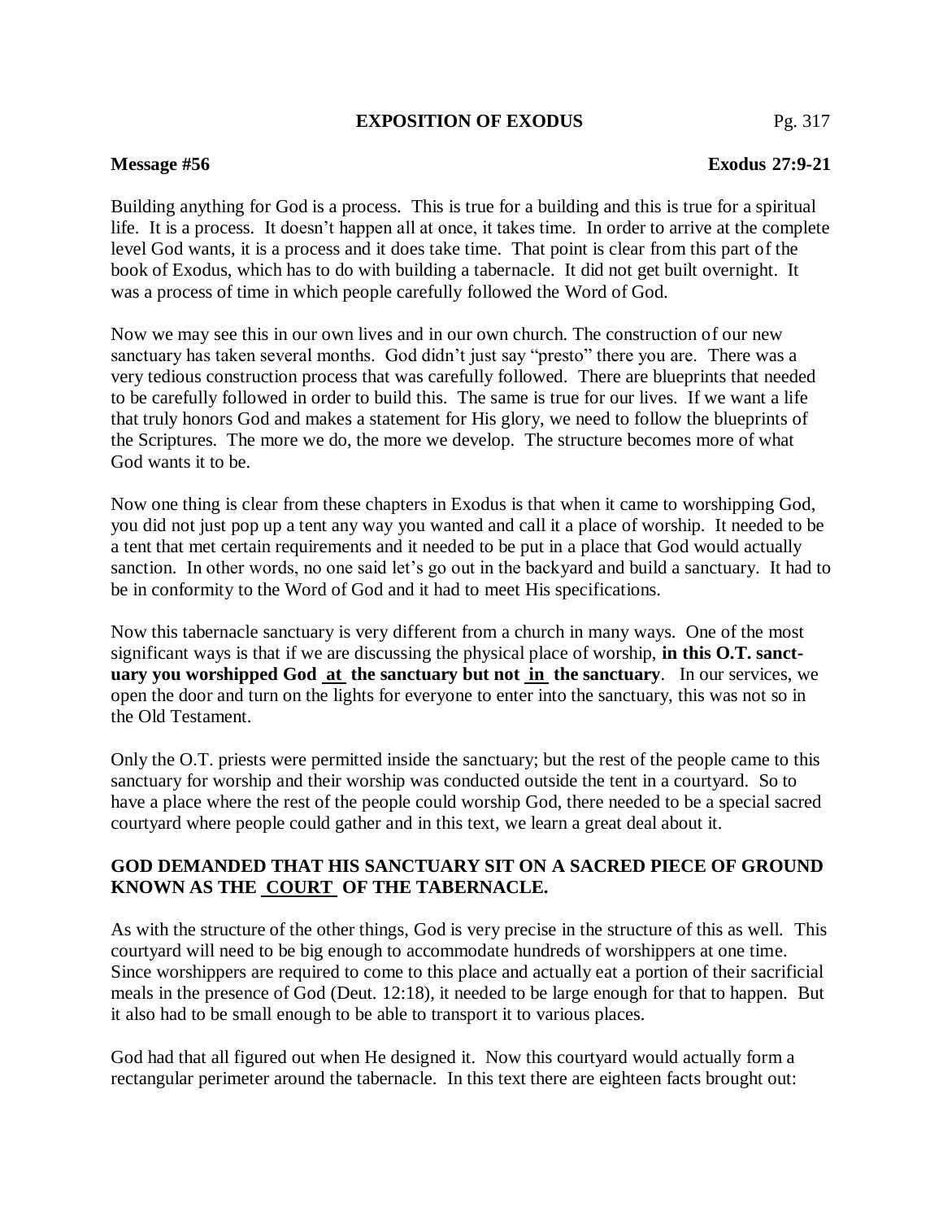# EXPOSITION OF EXODUS

**Message #56** **Exodus 27:9-21**

Building anything for God is a process. This is true for a building and this is true for a spiritual life. It is a process. It doesn't happen all at once, it takes time. In order to arrive at the complete level God wants, it is a process and it does take time. That point is clear from this part of the book of Exodus, which has to do with building a tabernacle. It did not get built overnight. It was a process of time in which people carefully followed the Word of God.

Now we may see this in our own lives and in our own church. The construction of our new sanctuary has taken several months. God didn't just say "presto" there you are. There was a very tedious construction process that was carefully followed. There are blueprints that needed to be carefully followed in order to build this. The same is true for our lives. If we want a life that truly honors God and makes a statement for His glory, we need to follow the blueprints of the Scriptures. The more we do, the more we develop. The structure becomes more of what God wants it to be.

Now one thing is clear from these chapters in Exodus is that when it came to worshipping God, you did not just pop up a tent any way you wanted and call it a place of worship. It needed to be a tent that met certain requirements and it needed to be put in a place that God would actually sanction. In other words, no one said let's go out in the backyard and build a sanctuary. It had to be in conformity to the Word of God and it had to meet His specifications.

Now this tabernacle sanctuary is very different from a church in many ways. One of the most significant ways is that if we are discussing the physical place of worship, **in this O.T. sanctuary you worshipped God at the sanctuary but not in the sanctuary**. In our services, we open the door and turn on the lights for everyone to enter into the sanctuary, this was not so in the Old Testament.

Only the O.T. priests were permitted inside the sanctuary; but the rest of the people came to this sanctuary for worship and their worship was conducted outside the tent in a courtyard. So to have a place where the rest of the people could worship God, there needed to be a special sacred courtyard where people could gather and in this text, we learn a great deal about it.

**GOD DEMANDED THAT HIS SANCTUARY SIT ON A SACRED PIECE OF GROUND KNOWN AS THE COURT OF THE TABERNACLE.**

As with the structure of the other things, God is very precise in the structure of this as well. This courtyard will need to be big enough to accommodate hundreds of worshippers at one time. Since worshippers are required to come to this place and actually eat a portion of their sacrificial meals in the presence of God (Deut. 12:18), it needed to be large enough for that to happen. But it also had to be small enough to be able to transport it to various places.

God had that all figured out when He designed it. Now this courtyard would actually form a rectangular perimeter around the tabernacle. In this text there are eighteen facts brought out: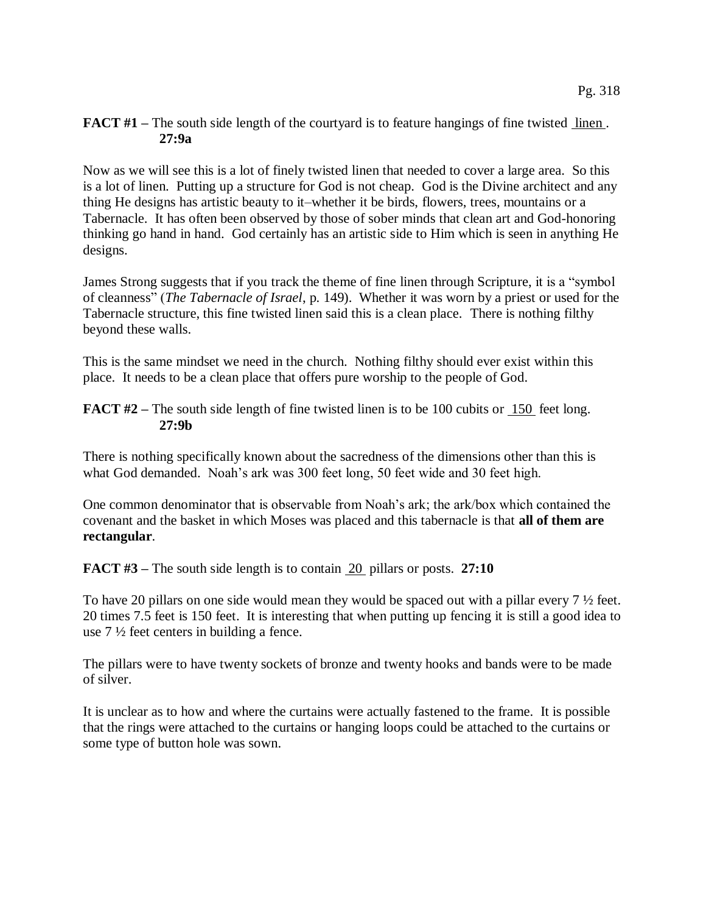**FACT #1 –** The south side length of the courtyard is to feature hangings of fine twisted <u>linen</u>. **27:9a**

Now as we will see this is a lot of finely twisted linen that needed to cover a large area. So this is a lot of linen. Putting up a structure for God is not cheap. God is the Divine architect and any thing He designs has artistic beauty to it–whether it be birds, flowers, trees, mountains or a Tabernacle. It has often been observed by those of sober minds that clean art and God-honoring thinking go hand in hand. God certainly has an artistic side to Him which is seen in anything He designs.

James Strong suggests that if you track the theme of fine linen through Scripture, it is a "symbol of cleanness" (*The Tabernacle of Israel*, p. 149). Whether it was worn by a priest or used for the Tabernacle structure, this fine twisted linen said this is a clean place. There is nothing filthy beyond these walls.

This is the same mindset we need in the church. Nothing filthy should ever exist within this place. It needs to be a clean place that offers pure worship to the people of God.

**FACT #2 –** The south side length of fine twisted linen is to be 100 cubits or <u>150</u> feet long. **27:9b**

There is nothing specifically known about the sacredness of the dimensions other than this is what God demanded. Noah's ark was 300 feet long, 50 feet wide and 30 feet high.

One common denominator that is observable from Noah's ark; the ark/box which contained the covenant and the basket in which Moses was placed and this tabernacle is that **all of them are rectangular**.

**FACT #3 –** The south side length is to contain <u>20</u> pillars or posts. **27:10**

To have 20 pillars on one side would mean they would be spaced out with a pillar every 7 ½ feet. 20 times 7.5 feet is 150 feet. It is interesting that when putting up fencing it is still a good idea to use 7 ½ feet centers in building a fence.

The pillars were to have twenty sockets of bronze and twenty hooks and bands were to be made of silver.

It is unclear as to how and where the curtains were actually fastened to the frame. It is possible that the rings were attached to the curtains or hanging loops could be attached to the curtains or some type of button hole was sown.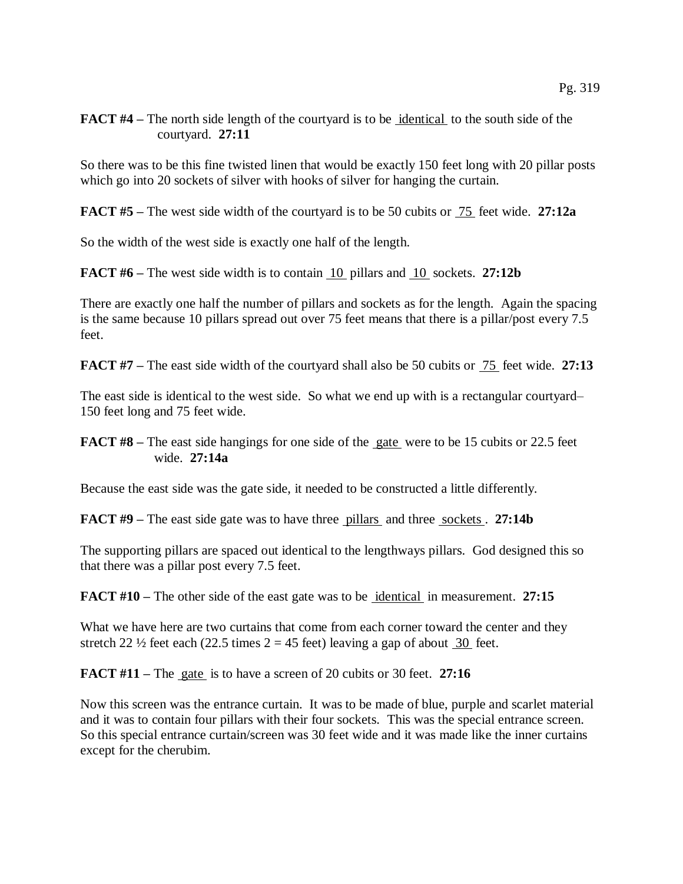**FACT #4 –** The north side length of the courtyard is to be identical to the south side of the courtyard. **27:11**

So there was to be this fine twisted linen that would be exactly 150 feet long with 20 pillar posts which go into 20 sockets of silver with hooks of silver for hanging the curtain.

**FACT #5 –** The west side width of the courtyard is to be 50 cubits or 75 feet wide. **27:12a**

So the width of the west side is exactly one half of the length.

**FACT #6 –** The west side width is to contain 10 pillars and 10 sockets. **27:12b**

There are exactly one half the number of pillars and sockets as for the length. Again the spacing is the same because 10 pillars spread out over 75 feet means that there is a pillar/post every 7.5 feet.

**FACT #7 –** The east side width of the courtyard shall also be 50 cubits or 75 feet wide. **27:13**

The east side is identical to the west side. So what we end up with is a rectangular courtyard– 150 feet long and 75 feet wide.

**FACT #8 –** The east side hangings for one side of the gate were to be 15 cubits or 22.5 feet wide. **27:14a**

Because the east side was the gate side, it needed to be constructed a little differently.

**FACT #9 –** The east side gate was to have three pillars and three sockets . **27:14b**

The supporting pillars are spaced out identical to the lengthways pillars. God designed this so that there was a pillar post every 7.5 feet.

**FACT #10 –** The other side of the east gate was to be identical in measurement. **27:15**

What we have here are two curtains that come from each corner toward the center and they stretch 22 ½ feet each (22.5 times 2 = 45 feet) leaving a gap of about 30 feet.

**FACT #11 –** The gate is to have a screen of 20 cubits or 30 feet. **27:16**

Now this screen was the entrance curtain. It was to be made of blue, purple and scarlet material and it was to contain four pillars with their four sockets. This was the special entrance screen. So this special entrance curtain/screen was 30 feet wide and it was made like the inner curtains except for the cherubim.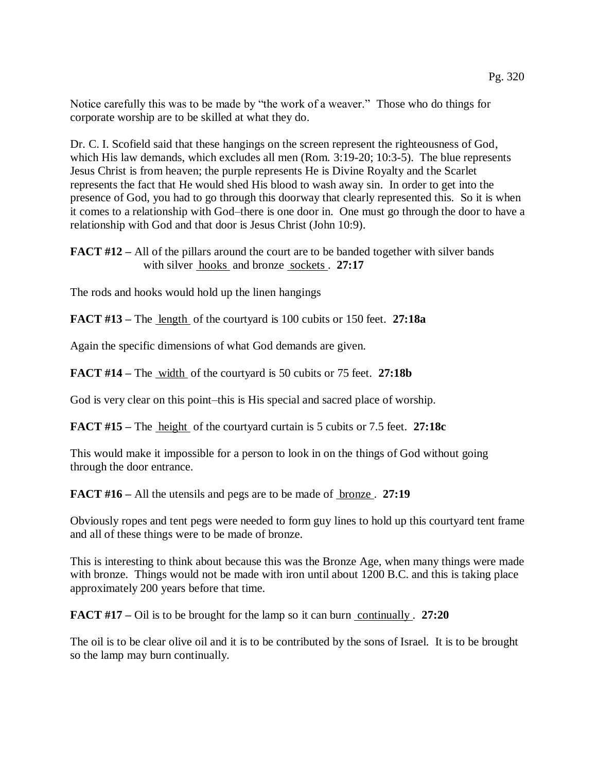Notice carefully this was to be made by "the work of a weaver." Those who do things for corporate worship are to be skilled at what they do.

Dr. C. I. Scofield said that these hangings on the screen represent the righteousness of God, which His law demands, which excludes all men (Rom. 3:19-20; 10:3-5). The blue represents Jesus Christ is from heaven; the purple represents He is Divine Royalty and the Scarlet represents the fact that He would shed His blood to wash away sin. In order to get into the presence of God, you had to go through this doorway that clearly represented this. So it is when it comes to a relationship with God–there is one door in. One must go through the door to have a relationship with God and that door is Jesus Christ (John 10:9).

**FACT #12 –** All of the pillars around the court are to be banded together with silver bands with silver hooks and bronze sockets. **27:17**

The rods and hooks would hold up the linen hangings

**FACT #13 –** The length of the courtyard is 100 cubits or 150 feet. **27:18a**

Again the specific dimensions of what God demands are given.

**FACT #14 –** The width of the courtyard is 50 cubits or 75 feet. **27:18b**

God is very clear on this point–this is His special and sacred place of worship.

**FACT #15 –** The height of the courtyard curtain is 5 cubits or 7.5 feet. **27:18c**

This would make it impossible for a person to look in on the things of God without going through the door entrance.

**FACT #16 –** All the utensils and pegs are to be made of bronze. **27:19**

Obviously ropes and tent pegs were needed to form guy lines to hold up this courtyard tent frame and all of these things were to be made of bronze.

This is interesting to think about because this was the Bronze Age, when many things were made with bronze. Things would not be made with iron until about 1200 B.C. and this is taking place approximately 200 years before that time.

**FACT #17 –** Oil is to be brought for the lamp so it can burn continually. **27:20**

The oil is to be clear olive oil and it is to be contributed by the sons of Israel. It is to be brought so the lamp may burn continually.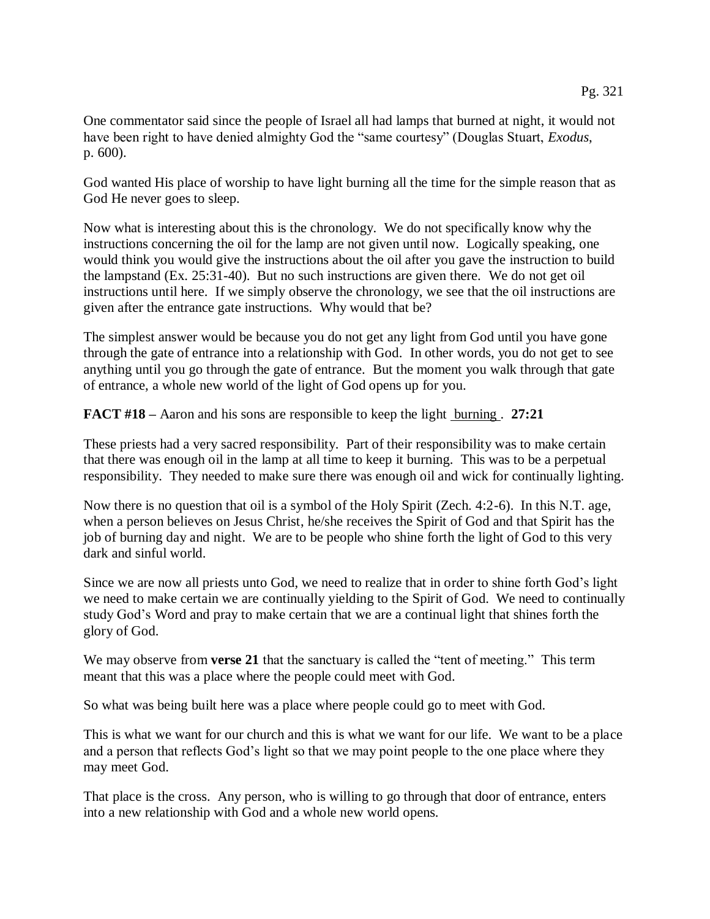One commentator said since the people of Israel all had lamps that burned at night, it would not have been right to have denied almighty God the "same courtesy" (Douglas Stuart, *Exodus*, p. 600).

God wanted His place of worship to have light burning all the time for the simple reason that as God He never goes to sleep.

Now what is interesting about this is the chronology. We do not specifically know why the instructions concerning the oil for the lamp are not given until now. Logically speaking, one would think you would give the instructions about the oil after you gave the instruction to build the lampstand (Ex. 25:31-40). But no such instructions are given there. We do not get oil instructions until here. If we simply observe the chronology, we see that the oil instructions are given after the entrance gate instructions. Why would that be?

The simplest answer would be because you do not get any light from God until you have gone through the gate of entrance into a relationship with God. In other words, you do not get to see anything until you go through the gate of entrance. But the moment you walk through that gate of entrance, a whole new world of the light of God opens up for you.

**FACT #18 –** Aaron and his sons are responsible to keep the light burning. **27:21**

These priests had a very sacred responsibility. Part of their responsibility was to make certain that there was enough oil in the lamp at all time to keep it burning. This was to be a perpetual responsibility. They needed to make sure there was enough oil and wick for continually lighting.

Now there is no question that oil is a symbol of the Holy Spirit (Zech. 4:2-6). In this N.T. age, when a person believes on Jesus Christ, he/she receives the Spirit of God and that Spirit has the job of burning day and night. We are to be people who shine forth the light of God to this very dark and sinful world.

Since we are now all priests unto God, we need to realize that in order to shine forth God's light we need to make certain we are continually yielding to the Spirit of God. We need to continually study God's Word and pray to make certain that we are a continual light that shines forth the glory of God.

We may observe from **verse 21** that the sanctuary is called the "tent of meeting." This term meant that this was a place where the people could meet with God.

So what was being built here was a place where people could go to meet with God.

This is what we want for our church and this is what we want for our life. We want to be a place and a person that reflects God's light so that we may point people to the one place where they may meet God.

That place is the cross. Any person, who is willing to go through that door of entrance, enters into a new relationship with God and a whole new world opens.